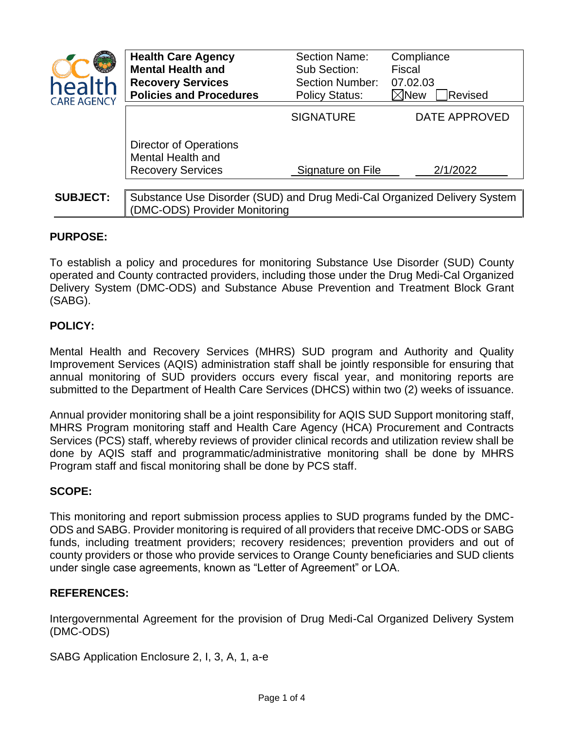| Health Care Agency Mental Health and Recovery Services Policies and Procedures | Section Name: | Compliance |
| --- | --- | --- |
| | Sub Section: | Fiscal |
| | Section Number: | 07.02.03 |
| | Policy Status: | ☒New ☐Revised |

| | SIGNATURE | DATE APPROVED |
| --- | --- | --- |
| Director of Operations Mental Health and Recovery Services | Signature on File | 2/1/2022 |

**SUBJECT:** Substance Use Disorder (SUD) and Drug Medi-Cal Organized Delivery System (DMC-ODS) Provider Monitoring

## PURPOSE:

To establish a policy and procedures for monitoring Substance Use Disorder (SUD) County operated and County contracted providers, including those under the Drug Medi-Cal Organized Delivery System (DMC-ODS) and Substance Abuse Prevention and Treatment Block Grant (SABG).

## POLICY:

Mental Health and Recovery Services (MHRS) SUD program and Authority and Quality Improvement Services (AQIS) administration staff shall be jointly responsible for ensuring that annual monitoring of SUD providers occurs every fiscal year, and monitoring reports are submitted to the Department of Health Care Services (DHCS) within two (2) weeks of issuance.

Annual provider monitoring shall be a joint responsibility for AQIS SUD Support monitoring staff, MHRS Program monitoring staff and Health Care Agency (HCA) Procurement and Contracts Services (PCS) staff, whereby reviews of provider clinical records and utilization review shall be done by AQIS staff and programmatic/administrative monitoring shall be done by MHRS Program staff and fiscal monitoring shall be done by PCS staff.

## SCOPE:

This monitoring and report submission process applies to SUD programs funded by the DMC-ODS and SABG. Provider monitoring is required of all providers that receive DMC-ODS or SABG funds, including treatment providers; recovery residences; prevention providers and out of county providers or those who provide services to Orange County beneficiaries and SUD clients under single case agreements, known as "Letter of Agreement" or LOA.

## REFERENCES:

Intergovernmental Agreement for the provision of Drug Medi-Cal Organized Delivery System (DMC-ODS)

SABG Application Enclosure 2, I, 3, A, 1, a-e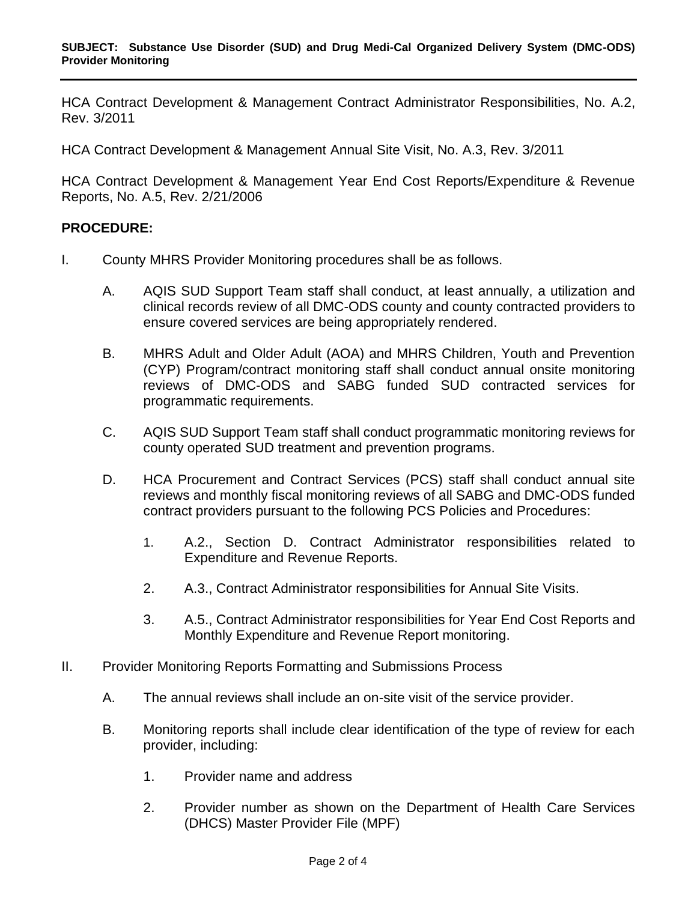HCA Contract Development & Management Contract Administrator Responsibilities, No. A.2, Rev. 3/2011

HCA Contract Development & Management Annual Site Visit, No. A.3, Rev. 3/2011

HCA Contract Development & Management Year End Cost Reports/Expenditure & Revenue Reports, No. A.5, Rev. 2/21/2006

**PROCEDURE:**

I. County MHRS Provider Monitoring procedures shall be as follows.

   A. AQIS SUD Support Team staff shall conduct, at least annually, a utilization and clinical records review of all DMC-ODS county and county contracted providers to ensure covered services are being appropriately rendered.

   B. MHRS Adult and Older Adult (AOA) and MHRS Children, Youth and Prevention (CYP) Program/contract monitoring staff shall conduct annual onsite monitoring reviews of DMC-ODS and SABG funded SUD contracted services for programmatic requirements.

   C. AQIS SUD Support Team staff shall conduct programmatic monitoring reviews for county operated SUD treatment and prevention programs.

   D. HCA Procurement and Contract Services (PCS) staff shall conduct annual site reviews and monthly fiscal monitoring reviews of all SABG and DMC-ODS funded contract providers pursuant to the following PCS Policies and Procedures:

      1. A.2., Section D. Contract Administrator responsibilities related to Expenditure and Revenue Reports.

      2. A.3., Contract Administrator responsibilities for Annual Site Visits.

      3. A.5., Contract Administrator responsibilities for Year End Cost Reports and Monthly Expenditure and Revenue Report monitoring.

II. Provider Monitoring Reports Formatting and Submissions Process

   A. The annual reviews shall include an on-site visit of the service provider.

   B. Monitoring reports shall include clear identification of the type of review for each provider, including:

      1. Provider name and address

      2. Provider number as shown on the Department of Health Care Services (DHCS) Master Provider File (MPF)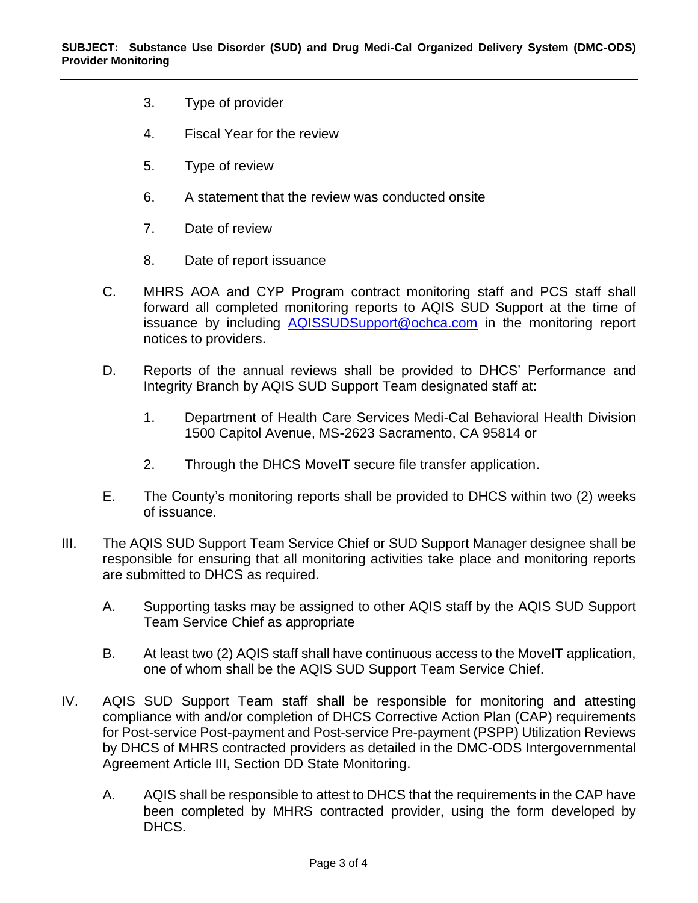3. Type of provider

4. Fiscal Year for the review

5. Type of review

6. A statement that the review was conducted onsite

7. Date of review

8. Date of report issuance

C. MHRS AOA and CYP Program contract monitoring staff and PCS staff shall forward all completed monitoring reports to AQIS SUD Support at the time of issuance by including AQISSUDSupport@ochca.com in the monitoring report notices to providers.

D. Reports of the annual reviews shall be provided to DHCS' Performance and Integrity Branch by AQIS SUD Support Team designated staff at:

1. Department of Health Care Services Medi-Cal Behavioral Health Division 1500 Capitol Avenue, MS-2623 Sacramento, CA 95814 or

2. Through the DHCS MoveIT secure file transfer application.

E. The County's monitoring reports shall be provided to DHCS within two (2) weeks of issuance.

III. The AQIS SUD Support Team Service Chief or SUD Support Manager designee shall be responsible for ensuring that all monitoring activities take place and monitoring reports are submitted to DHCS as required.

A. Supporting tasks may be assigned to other AQIS staff by the AQIS SUD Support Team Service Chief as appropriate

B. At least two (2) AQIS staff shall have continuous access to the MoveIT application, one of whom shall be the AQIS SUD Support Team Service Chief.

IV. AQIS SUD Support Team staff shall be responsible for monitoring and attesting compliance with and/or completion of DHCS Corrective Action Plan (CAP) requirements for Post-service Post-payment and Post-service Pre-payment (PSPP) Utilization Reviews by DHCS of MHRS contracted providers as detailed in the DMC-ODS Intergovernmental Agreement Article III, Section DD State Monitoring.

A. AQIS shall be responsible to attest to DHCS that the requirements in the CAP have been completed by MHRS contracted provider, using the form developed by DHCS.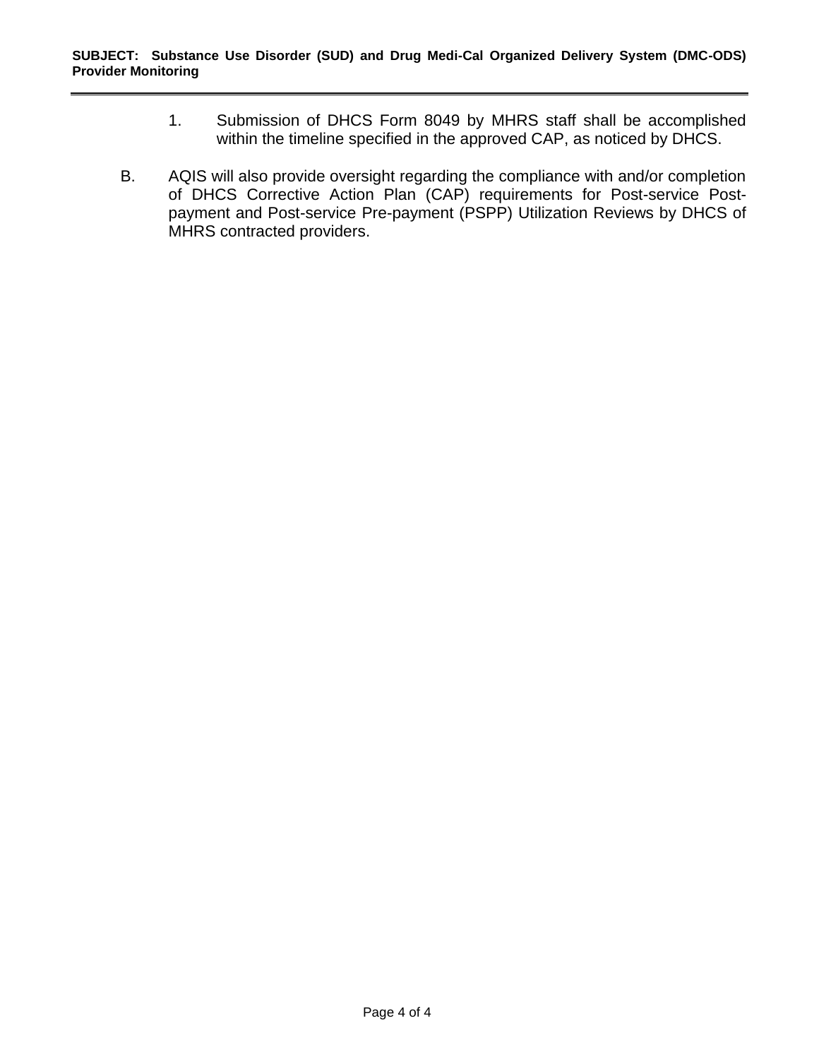1. Submission of DHCS Form 8049 by MHRS staff shall be accomplished within the timeline specified in the approved CAP, as noticed by DHCS.

B. AQIS will also provide oversight regarding the compliance with and/or completion of DHCS Corrective Action Plan (CAP) requirements for Post-service Post-payment and Post-service Pre-payment (PSPP) Utilization Reviews by DHCS of MHRS contracted providers.